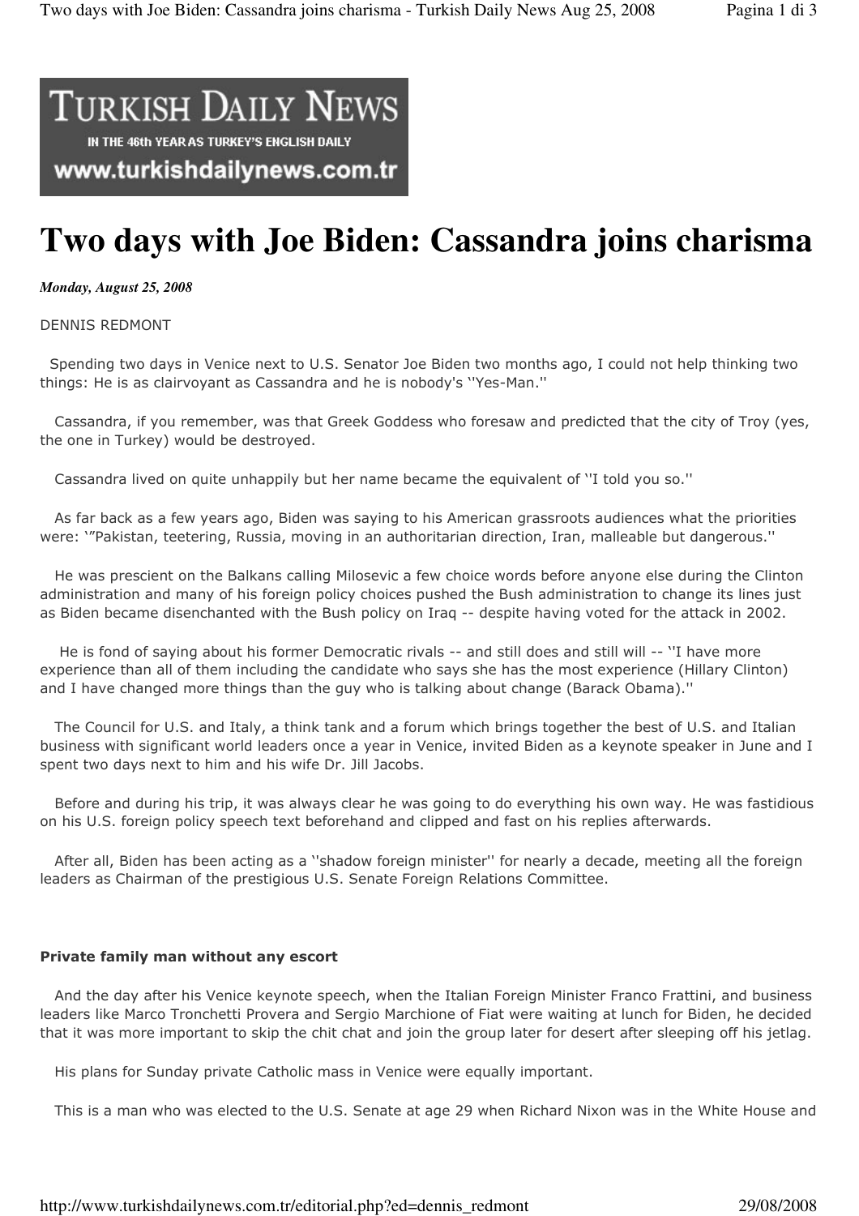TURKISH DAILY NEWS

IN THE 46th YEAR AS TURKEY'S ENGLISH DAILY

www.turkishdailynews.com.tr

# Two days with Joe Biden: Cassandra joins charisma

***Monday, August 25, 2008***

DENNIS REDMONT

Spending two days in Venice next to U.S. Senator Joe Biden two months ago, I could not help thinking two things: He is as clairvoyant as Cassandra and he is nobody's ''Yes-Man.''

Cassandra, if you remember, was that Greek Goddess who foresaw and predicted that the city of Troy (yes, the one in Turkey) would be destroyed.

Cassandra lived on quite unhappily but her name became the equivalent of ''I told you so.''

As far back as a few years ago, Biden was saying to his American grassroots audiences what the priorities were: '"Pakistan, teetering, Russia, moving in an authoritarian direction, Iran, malleable but dangerous.''

He was prescient on the Balkans calling Milosevic a few choice words before anyone else during the Clinton administration and many of his foreign policy choices pushed the Bush administration to change its lines just as Biden became disenchanted with the Bush policy on Iraq -- despite having voted for the attack in 2002.

He is fond of saying about his former Democratic rivals -- and still does and still will -- ''I have more experience than all of them including the candidate who says she has the most experience (Hillary Clinton) and I have changed more things than the guy who is talking about change (Barack Obama).''

The Council for U.S. and Italy, a think tank and a forum which brings together the best of U.S. and Italian business with significant world leaders once a year in Venice, invited Biden as a keynote speaker in June and I spent two days next to him and his wife Dr. Jill Jacobs.

Before and during his trip, it was always clear he was going to do everything his own way. He was fastidious on his U.S. foreign policy speech text beforehand and clipped and fast on his replies afterwards.

After all, Biden has been acting as a ''shadow foreign minister'' for nearly a decade, meeting all the foreign leaders as Chairman of the prestigious U.S. Senate Foreign Relations Committee.

**Private family man without any escort**

And the day after his Venice keynote speech, when the Italian Foreign Minister Franco Frattini, and business leaders like Marco Tronchetti Provera and Sergio Marchione of Fiat were waiting at lunch for Biden, he decided that it was more important to skip the chit chat and join the group later for desert after sleeping off his jetlag.

His plans for Sunday private Catholic mass in Venice were equally important.

This is a man who was elected to the U.S. Senate at age 29 when Richard Nixon was in the White House and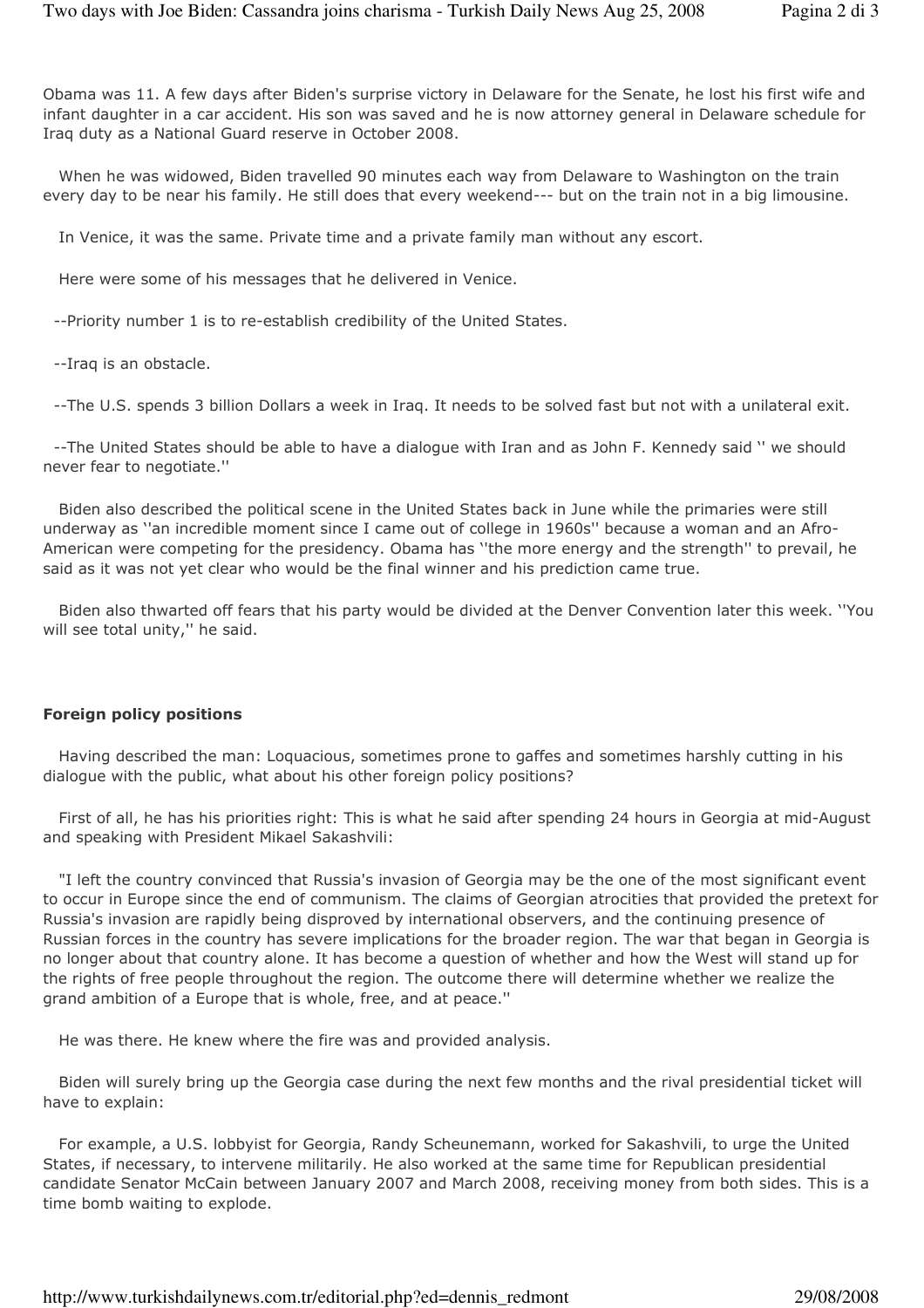Obama was 11. A few days after Biden's surprise victory in Delaware for the Senate, he lost his first wife and infant daughter in a car accident. His son was saved and he is now attorney general in Delaware schedule for Iraq duty as a National Guard reserve in October 2008.

When he was widowed, Biden travelled 90 minutes each way from Delaware to Washington on the train every day to be near his family. He still does that every weekend--- but on the train not in a big limousine.

In Venice, it was the same. Private time and a private family man without any escort.

Here were some of his messages that he delivered in Venice.

--Priority number 1 is to re-establish credibility of the United States.

--Iraq is an obstacle.

--The U.S. spends 3 billion Dollars a week in Iraq. It needs to be solved fast but not with a unilateral exit.

--The United States should be able to have a dialogue with Iran and as John F. Kennedy said '' we should never fear to negotiate.''

Biden also described the political scene in the United States back in June while the primaries were still underway as ''an incredible moment since I came out of college in 1960s'' because a woman and an Afro-American were competing for the presidency. Obama has ''the more energy and the strength'' to prevail, he said as it was not yet clear who would be the final winner and his prediction came true.

Biden also thwarted off fears that his party would be divided at the Denver Convention later this week. ''You will see total unity,'' he said.

**Foreign policy positions**

Having described the man: Loquacious, sometimes prone to gaffes and sometimes harshly cutting in his dialogue with the public, what about his other foreign policy positions?

First of all, he has his priorities right: This is what he said after spending 24 hours in Georgia at mid-August and speaking with President Mikael Sakashvili:

"I left the country convinced that Russia's invasion of Georgia may be the one of the most significant event to occur in Europe since the end of communism. The claims of Georgian atrocities that provided the pretext for Russia's invasion are rapidly being disproved by international observers, and the continuing presence of Russian forces in the country has severe implications for the broader region. The war that began in Georgia is no longer about that country alone. It has become a question of whether and how the West will stand up for the rights of free people throughout the region. The outcome there will determine whether we realize the grand ambition of a Europe that is whole, free, and at peace.''

He was there. He knew where the fire was and provided analysis.

Biden will surely bring up the Georgia case during the next few months and the rival presidential ticket will have to explain:

For example, a U.S. lobbyist for Georgia, Randy Scheunemann, worked for Sakashvili, to urge the United States, if necessary, to intervene militarily. He also worked at the same time for Republican presidential candidate Senator McCain between January 2007 and March 2008, receiving money from both sides. This is a time bomb waiting to explode.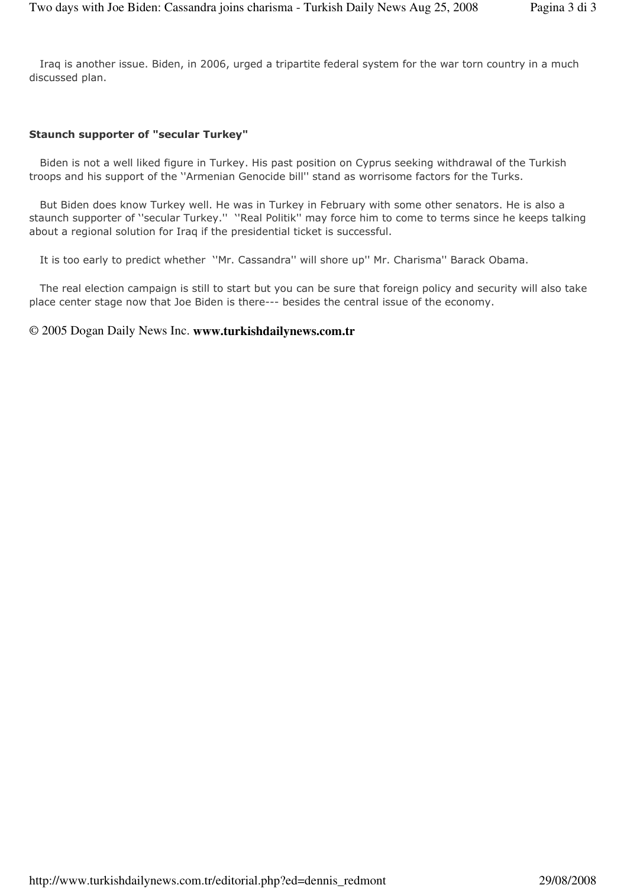Iraq is another issue. Biden, in 2006, urged a tripartite federal system for the war torn country in a much discussed plan.

**Staunch supporter of "secular Turkey"**

Biden is not a well liked figure in Turkey. His past position on Cyprus seeking withdrawal of the Turkish troops and his support of the ''Armenian Genocide bill'' stand as worrisome factors for the Turks.

But Biden does know Turkey well. He was in Turkey in February with some other senators. He is also a staunch supporter of ''secular Turkey.'' ''Real Politik'' may force him to come to terms since he keeps talking about a regional solution for Iraq if the presidential ticket is successful.

It is too early to predict whether ''Mr. Cassandra'' will shore up'' Mr. Charisma'' Barack Obama.

The real election campaign is still to start but you can be sure that foreign policy and security will also take place center stage now that Joe Biden is there--- besides the central issue of the economy.

© 2005 Dogan Daily News Inc. **www.turkishdailynews.com.tr**